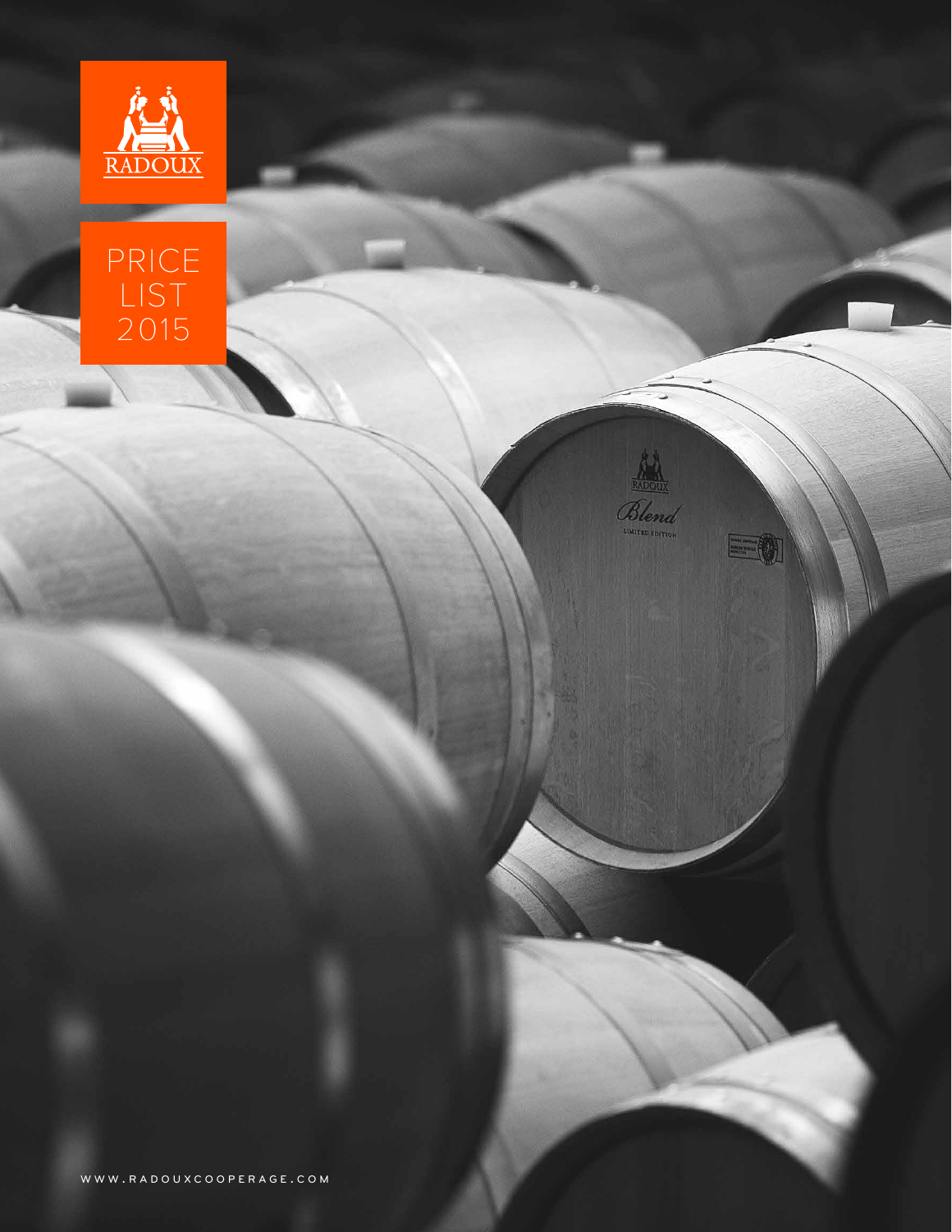RADOUX

# PRICE LIST 2015

WWW.RADOUXCOOPERAGE.COM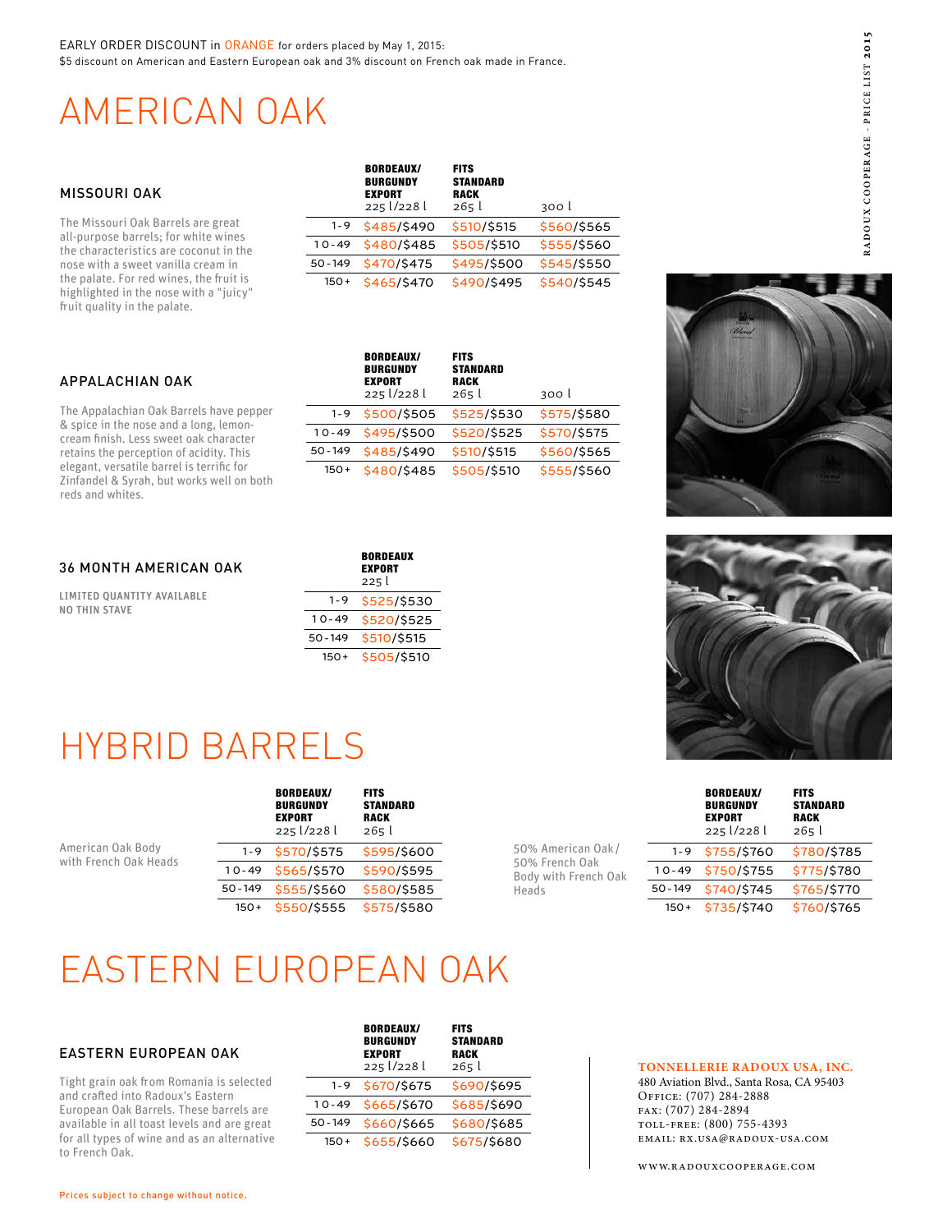EARLY ORDER DISCOUNT in ORANGE for orders placed by May 1, 2015:
$5 discount on American and Eastern European oak and 3% discount on French oak made in France.

# AMERICAN OAK

## MISSOURI OAK

The Missouri Oak Barrels are great all-purpose barrels; for white wines the characteristics are coconut in the nose with a sweet vanilla cream in the palate. For red wines, the fruit is highlighted in the nose with a "juicy" fruit quality in the palate.

| | **BORDEAUX/ BURGUNDY EXPORT** 225 l/228 l | **FITS STANDARD RACK** 265 l | 300 l |
|---|---|---|---|
| 1-9 | $485/$490 | $510/$515 | $560/$565 |
| 10-49 | $480/$485 | $505/$510 | $555/$560 |
| 50-149 | $470/$475 | $495/$500 | $545/$550 |
| 150+ | $465/$470 | $490/$495 | $540/$545 |

## APPALACHIAN OAK

The Appalachian Oak Barrels have pepper & spice in the nose and a long, lemon-cream finish. Less sweet oak character retains the perception of acidity. This elegant, versatile barrel is terrific for Zinfandel & Syrah, but works well on both reds and whites.

| | **BORDEAUX/ BURGUNDY EXPORT** 225 l/228 l | **FITS STANDARD RACK** 265 l | 300 l |
|---|---|---|---|
| 1-9 | $500/$505 | $525/$530 | $575/$580 |
| 10-49 | $495/$500 | $520/$525 | $570/$575 |
| 50-149 | $485/$490 | $510/$515 | $560/$565 |
| 150+ | $480/$485 | $505/$510 | $555/$560 |

## 36 MONTH AMERICAN OAK

LIMITED QUANTITY AVAILABLE
NO THIN STAVE

| | **BORDEAUX EXPORT** 225 l |
|---|---|
| 1-9 | $525/$530 |
| 10-49 | $520/$525 |
| 50-149 | $510/$515 |
| 150+ | $505/$510 |

# HYBRID BARRELS

American Oak Body with French Oak Heads

| | **BORDEAUX/ BURGUNDY EXPORT** 225 l/228 l | **FITS STANDARD RACK** 265 l |
|---|---|---|
| 1-9 | $570/$575 | $595/$600 |
| 10-49 | $565/$570 | $590/$595 |
| 50-149 | $555/$560 | $580/$585 |
| 150+ | $550/$555 | $575/$580 |

50% American Oak / 50% French Oak Body with French Oak Heads

| | **BORDEAUX/ BURGUNDY EXPORT** 225 l/228 l | **FITS STANDARD RACK** 265 l |
|---|---|---|
| 1-9 | $755/$760 | $780/$785 |
| 10-49 | $750/$755 | $775/$780 |
| 50-149 | $740/$745 | $765/$770 |
| 150+ | $735/$740 | $760/$765 |

# EASTERN EUROPEAN OAK

## EASTERN EUROPEAN OAK

Tight grain oak from Romania is selected and crafted into Radoux's Eastern European Oak Barrels. These barrels are available in all toast levels and are great for all types of wine and as an alternative to French Oak.

| | **BORDEAUX/ BURGUNDY EXPORT** 225 l/228 l | **FITS STANDARD RACK** 265 l |
|---|---|---|
| 1-9 | $670/$675 | $690/$695 |
| 10-49 | $665/$670 | $685/$690 |
| 50-149 | $660/$665 | $680/$685 |
| 150+ | $655/$660 | $675/$680 |

**TONNELLERIE RADOUX USA, INC.**
480 Aviation Blvd., Santa Rosa, CA 95403
Office: (707) 284-2888
Fax: (707) 284-2894
Toll-free: (800) 755-4393
Email: rx.usa@radoux-usa.com

www.radouxcooperage.com

Prices subject to change without notice.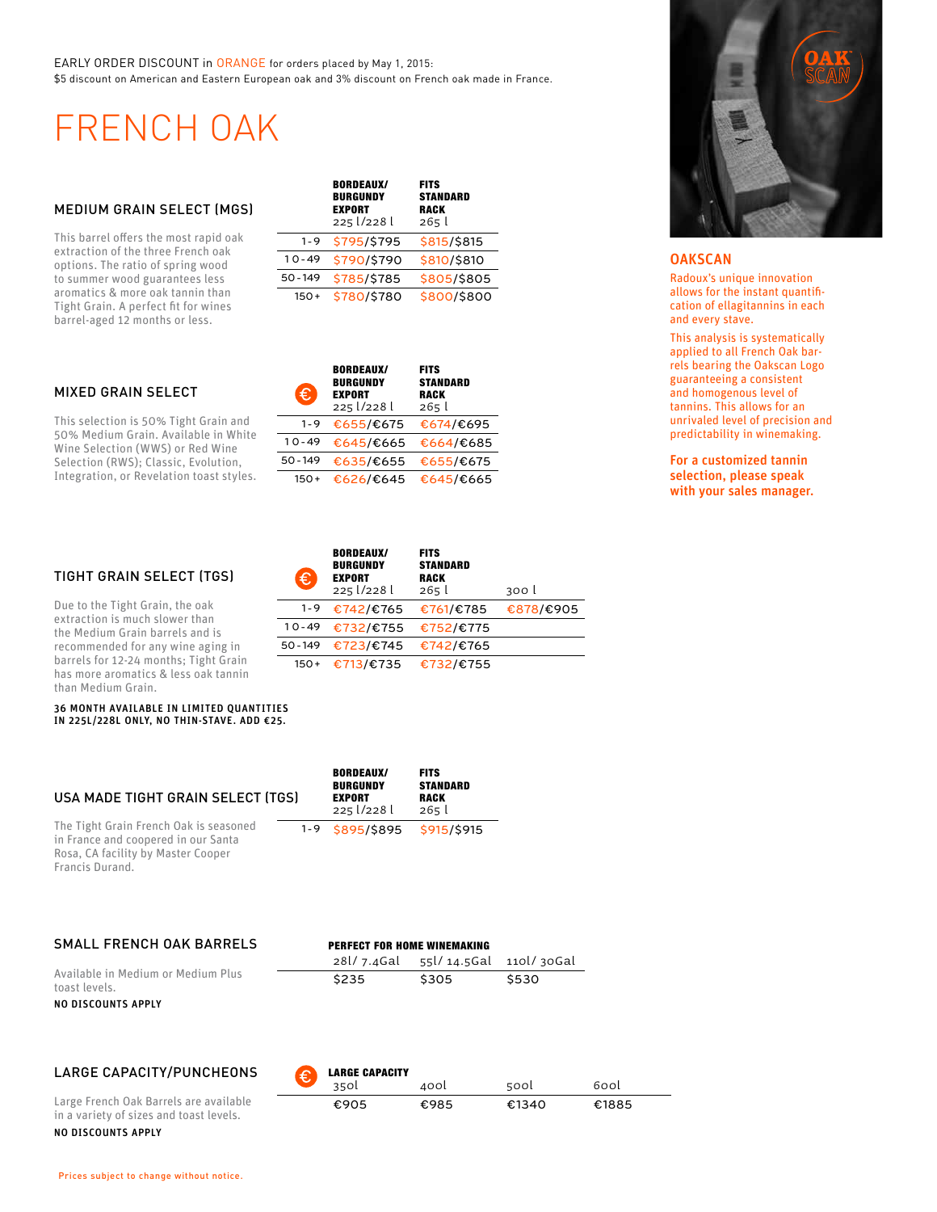EARLY ORDER DISCOUNT in ORANGE for orders placed by May 1, 2015:
$5 discount on American and Eastern European oak and 3% discount on French oak made in France.

# FRENCH OAK

## MEDIUM GRAIN SELECT (MGS)

This barrel offers the most rapid oak extraction of the three French oak options. The ratio of spring wood to summer wood guarantees less aromatics & more oak tannin than Tight Grain. A perfect fit for wines barrel-aged 12 months or less.

| | BORDEAUX/ BURGUNDY EXPORT 225 l/228 l | FITS STANDARD RACK 265 l |
|---|---|---|
| 1-9 | $795/$795 | $815/$815 |
| 10-49 | $790/$790 | $810/$810 |
| 50-149 | $785/$785 | $805/$805 |
| 150+ | $780/$780 | $800/$800 |

## MIXED GRAIN SELECT

This selection is 50% Tight Grain and 50% Medium Grain. Available in White Wine Selection (WWS) or Red Wine Selection (RWS); Classic, Evolution, Integration, or Revelation toast styles.

| € | BORDEAUX/ BURGUNDY EXPORT 225 l/228 l | FITS STANDARD RACK 265 l |
|---|---|---|
| 1-9 | €655/€675 | €674/€695 |
| 10-49 | €645/€665 | €664/€685 |
| 50-149 | €635/€655 | €655/€675 |
| 150+ | €626/€645 | €645/€665 |

## TIGHT GRAIN SELECT (TGS)

Due to the Tight Grain, the oak extraction is much slower than the Medium Grain barrels and is recommended for any wine aging in barrels for 12-24 months; Tight Grain has more aromatics & less oak tannin than Medium Grain.

**36 MONTH AVAILABLE IN LIMITED QUANTITIES IN 225L/228L ONLY, NO THIN-STAVE. ADD €25.**

| € | BORDEAUX/ BURGUNDY EXPORT 225 l/228 l | FITS STANDARD RACK 265 l | 300 l |
|---|---|---|---|
| 1-9 | €742/€765 | €761/€785 | €878/€905 |
| 10-49 | €732/€755 | €752/€775 | |
| 50-149 | €723/€745 | €742/€765 | |
| 150+ | €713/€735 | €732/€755 | |

## USA MADE TIGHT GRAIN SELECT (TGS)

The Tight Grain French Oak is seasoned in France and coopered in our Santa Rosa, CA facility by Master Cooper Francis Durand.

| | BORDEAUX/ BURGUNDY EXPORT 225 l/228 l | FITS STANDARD RACK 265 l |
|---|---|---|
| 1-9 | $895/$895 | $915/$915 |

## SMALL FRENCH OAK BARRELS

Available in Medium or Medium Plus toast levels.

**NO DISCOUNTS APPLY**

**PERFECT FOR HOME WINEMAKING**

| 28l/ 7.4Gal | 55l/ 14.5Gal | 110l/ 30Gal |
|---|---|---|
| $235 | $305 | $530 |

## LARGE CAPACITY/PUNCHEONS

Large French Oak Barrels are available in a variety of sizes and toast levels.

**NO DISCOUNTS APPLY**

**LARGE CAPACITY** (€)

| 350l | 400l | 500l | 600l |
|---|---|---|---|
| €905 | €985 | €1340 | €1885 |

Prices subject to change without notice.

## OAKSCAN

Radoux's unique innovation allows for the instant quantification of ellagitannins in each and every stave.

This analysis is systematically applied to all French Oak barrels bearing the Oakscan Logo guaranteeing a consistent and homogenous level of tannins. This allows for an unrivaled level of precision and predictability in winemaking.

**For a customized tannin selection, please speak with your sales manager.**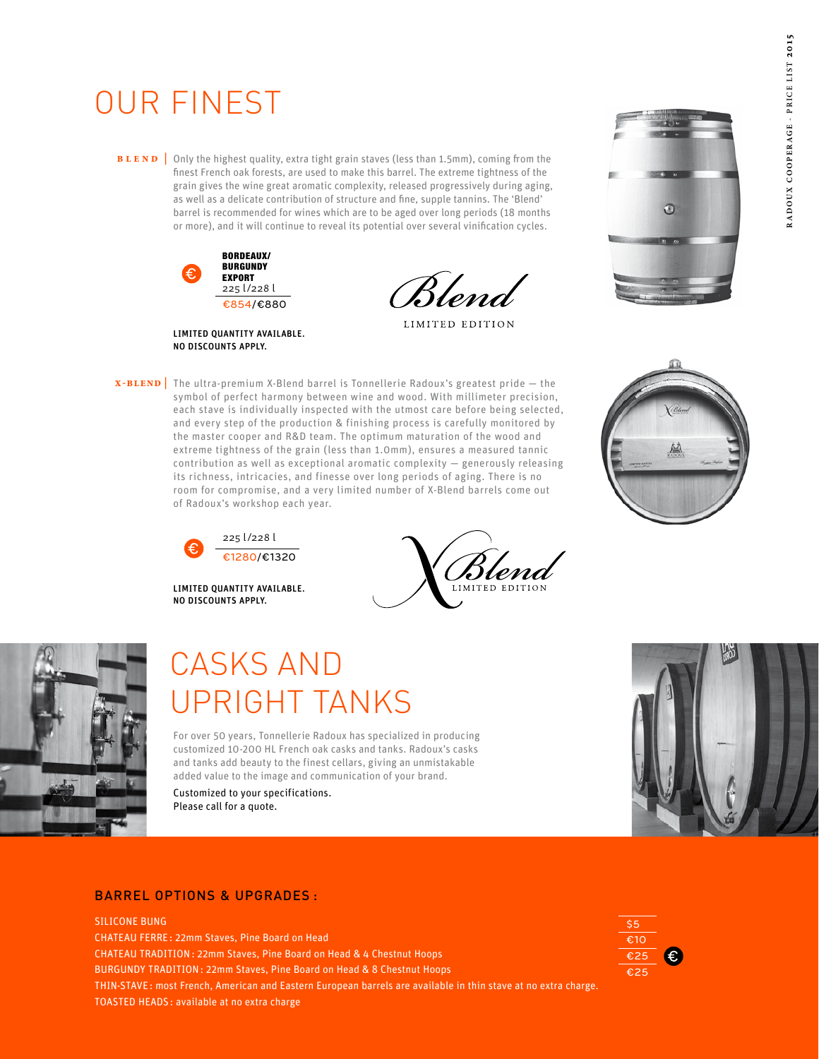# OUR FINEST

**BLEND** | Only the highest quality, extra tight grain staves (less than 1.5mm), coming from the finest French oak forests, are used to make this barrel. The extreme tightness of the grain gives the wine great aromatic complexity, released progressively during aging, as well as a delicate contribution of structure and fine, supple tannins. The 'Blend' barrel is recommended for wines which are to be aged over long periods (18 months or more), and it will continue to reveal its potential over several vinification cycles.

| € | BORDEAUX/ BURGUNDY EXPORT |
|---|---|
| | 225 l/228 l |
| | €854/€880 |

Blend
LIMITED EDITION

**LIMITED QUANTITY AVAILABLE.**
**NO DISCOUNTS APPLY.**

**X-BLEND** | The ultra-premium X-Blend barrel is Tonnellerie Radoux's greatest pride — the symbol of perfect harmony between wine and wood. With millimeter precision, each stave is individually inspected with the utmost care before being selected, and every step of the production & finishing process is carefully monitored by the master cooper and R&D team. The optimum maturation of the wood and extreme tightness of the grain (less than 1.0mm), ensures a measured tannic contribution as well as exceptional aromatic complexity — generously releasing its richness, intricacies, and finesse over long periods of aging. There is no room for compromise, and a very limited number of X-Blend barrels come out of Radoux's workshop each year.

| € | 225 l/228 l |
|---|---|
| | €1280/€1320 |

XBlend
LIMITED EDITION

**LIMITED QUANTITY AVAILABLE.**
**NO DISCOUNTS APPLY.**

# CASKS AND UPRIGHT TANKS

For over 50 years, Tonnellerie Radoux has specialized in producing customized 10-200 HL French oak casks and tanks. Radoux's casks and tanks add beauty to the finest cellars, giving an unmistakable added value to the image and communication of your brand.

Customized to your specifications.
Please call for a quote.

## BARREL OPTIONS & UPGRADES :

| Option | € |
|---|---|
| SILICONE BUNG | $5 |
| CHATEAU FERRE : 22mm Staves, Pine Board on Head | €10 |
| CHATEAU TRADITION : 22mm Staves, Pine Board on Head & 4 Chestnut Hoops | €25 |
| BURGUNDY TRADITION : 22mm Staves, Pine Board on Head & 8 Chestnut Hoops | €25 |
| THIN-STAVE : most French, American and Eastern European barrels are available in thin stave at no extra charge. | |
| TOASTED HEADS : available at no extra charge | |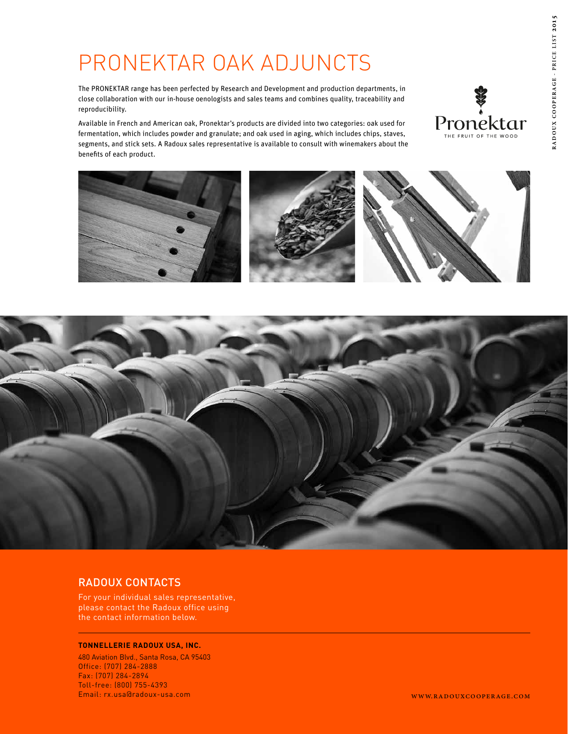# PRONEKTAR OAK ADJUNCTS

The PRONEKTAR range has been perfected by Research and Development and production departments, in close collaboration with our in-house oenologists and sales teams and combines quality, traceability and reproducibility.

Available in French and American oak, Pronektar's products are divided into two categories: oak used for fermentation, which includes powder and granulate; and oak used in aging, which includes chips, staves, segments, and stick sets. A Radoux sales representative is available to consult with winemakers about the benefits of each product.

Pronektar
THE FRUIT OF THE WOOD

## RADOUX CONTACTS

For your individual sales representative, please contact the Radoux office using the contact information below.

**TONNELLERIE RADOUX USA, INC.**

480 Aviation Blvd., Santa Rosa, CA 95403
Office: (707) 284-2888
Fax: (707) 284-2894
Toll-free: (800) 755-4393
Email: rx.usa@radoux-usa.com

WWW.RADOUXCOOPERAGE.COM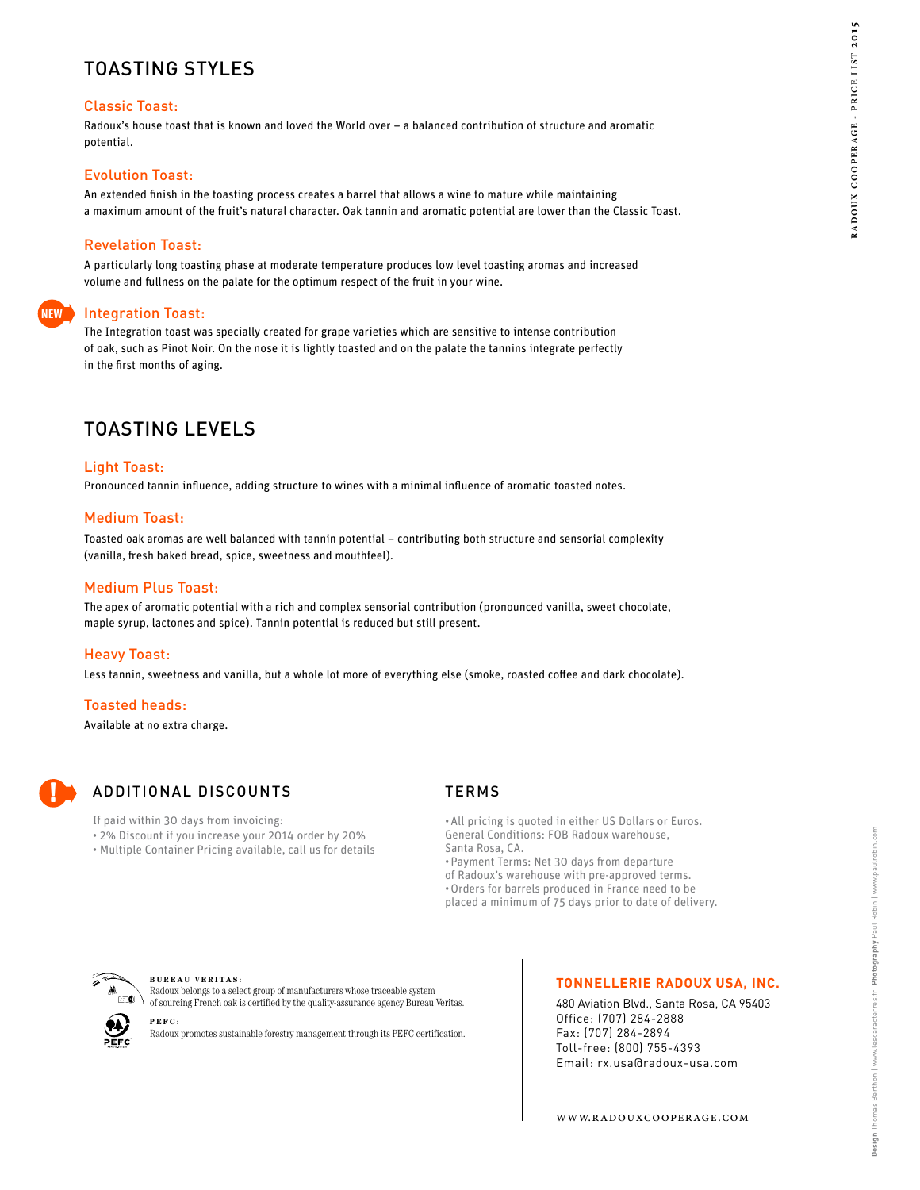## TOASTING STYLES

### Classic Toast:

Radoux's house toast that is known and loved the World over – a balanced contribution of structure and aromatic potential.

### Evolution Toast:

An extended finish in the toasting process creates a barrel that allows a wine to mature while maintaining a maximum amount of the fruit's natural character. Oak tannin and aromatic potential are lower than the Classic Toast.

### Revelation Toast:

A particularly long toasting phase at moderate temperature produces low level toasting aromas and increased volume and fullness on the palate for the optimum respect of the fruit in your wine.

### NEW Integration Toast:

The Integration toast was specially created for grape varieties which are sensitive to intense contribution of oak, such as Pinot Noir. On the nose it is lightly toasted and on the palate the tannins integrate perfectly in the first months of aging.

## TOASTING LEVELS

### Light Toast:

Pronounced tannin influence, adding structure to wines with a minimal influence of aromatic toasted notes.

### Medium Toast:

Toasted oak aromas are well balanced with tannin potential – contributing both structure and sensorial complexity (vanilla, fresh baked bread, spice, sweetness and mouthfeel).

### Medium Plus Toast:

The apex of aromatic potential with a rich and complex sensorial contribution (pronounced vanilla, sweet chocolate, maple syrup, lactones and spice). Tannin potential is reduced but still present.

### Heavy Toast:

Less tannin, sweetness and vanilla, but a whole lot more of everything else (smoke, roasted coffee and dark chocolate).

### Toasted heads:

Available at no extra charge.

## ADDITIONAL DISCOUNTS

If paid within 30 days from invoicing:

- 2% Discount if you increase your 2014 order by 20%
- Multiple Container Pricing available, call us for details

## TERMS

- All pricing is quoted in either US Dollars or Euros. General Conditions: FOB Radoux warehouse, Santa Rosa, CA.
- Payment Terms: Net 30 days from departure of Radoux's warehouse with pre-approved terms.
- Orders for barrels produced in France need to be placed a minimum of 75 days prior to date of delivery.

**BUREAU VERITAS:**
Radoux belongs to a select group of manufacturers whose traceable system of sourcing French oak is certified by the quality-assurance agency Bureau Veritas.

**PEFC:**
Radoux promotes sustainable forestry management through its PEFC certification.

**TONNELLERIE RADOUX USA, INC.**

480 Aviation Blvd., Santa Rosa, CA 95403
Office: (707) 284-2888
Fax: (707) 284-2894
Toll-free: (800) 755-4393
Email: rx.usa@radoux-usa.com

WWW.RADOUXCOOPERAGE.COM

**Design** Thomas Berthon | www.lescaracterres.fr **Photography** Paul Robin | www.paulrobin.com